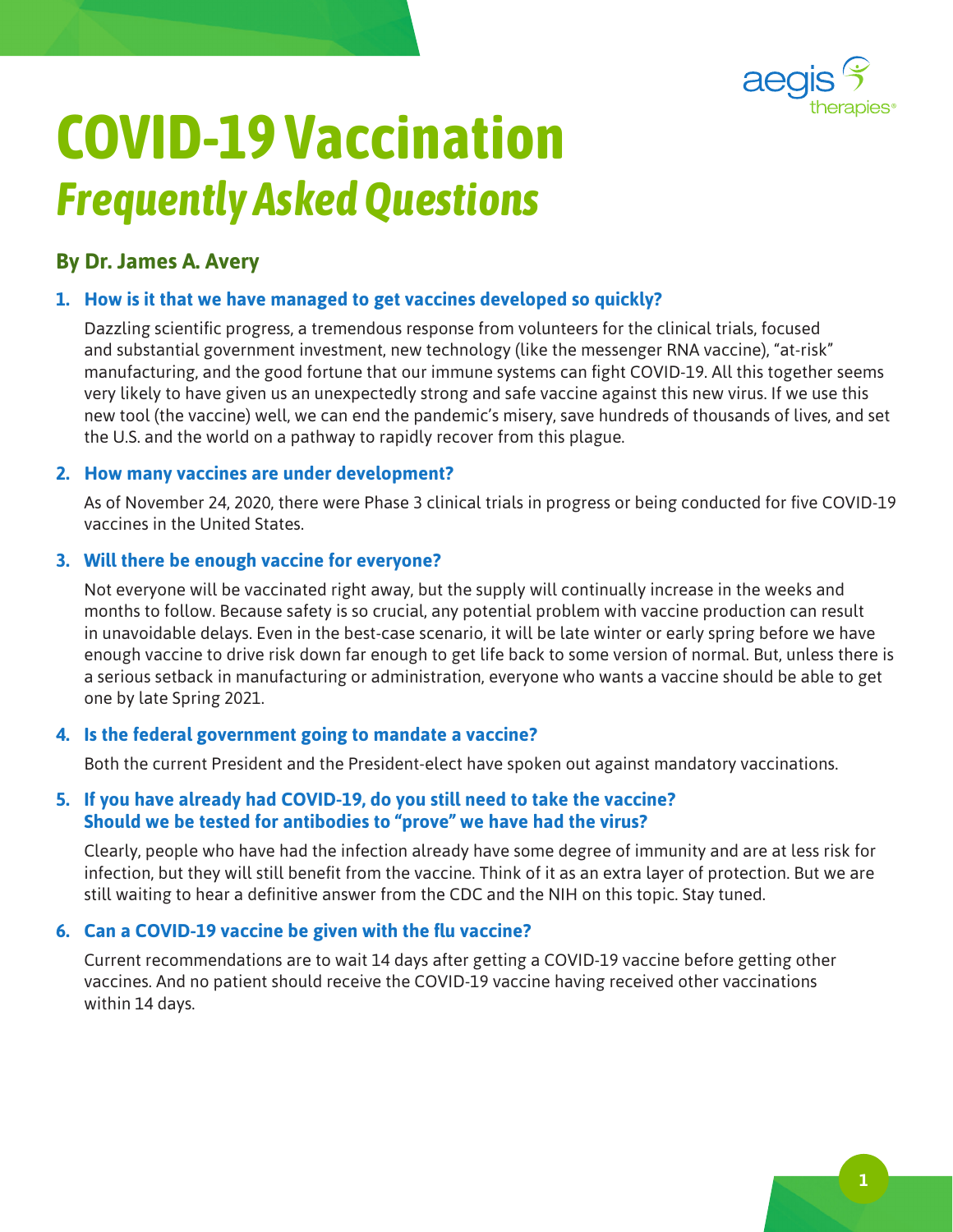# COVID-19 Vaccination
## *Frequently Asked Questions*

### By Dr. James A. Avery

**1. How is it that we have managed to get vaccines developed so quickly?**

Dazzling scientific progress, a tremendous response from volunteers for the clinical trials, focused and substantial government investment, new technology (like the messenger RNA vaccine), "at-risk" manufacturing, and the good fortune that our immune systems can fight COVID-19. All this together seems very likely to have given us an unexpectedly strong and safe vaccine against this new virus. If we use this new tool (the vaccine) well, we can end the pandemic's misery, save hundreds of thousands of lives, and set the U.S. and the world on a pathway to rapidly recover from this plague.

**2. How many vaccines are under development?**

As of November 24, 2020, there were Phase 3 clinical trials in progress or being conducted for five COVID-19 vaccines in the United States.

**3. Will there be enough vaccine for everyone?**

Not everyone will be vaccinated right away, but the supply will continually increase in the weeks and months to follow. Because safety is so crucial, any potential problem with vaccine production can result in unavoidable delays. Even in the best-case scenario, it will be late winter or early spring before we have enough vaccine to drive risk down far enough to get life back to some version of normal. But, unless there is a serious setback in manufacturing or administration, everyone who wants a vaccine should be able to get one by late Spring 2021.

**4. Is the federal government going to mandate a vaccine?**

Both the current President and the President-elect have spoken out against mandatory vaccinations.

**5. If you have already had COVID-19, do you still need to take the vaccine? Should we be tested for antibodies to "prove" we have had the virus?**

Clearly, people who have had the infection already have some degree of immunity and are at less risk for infection, but they will still benefit from the vaccine. Think of it as an extra layer of protection. But we are still waiting to hear a definitive answer from the CDC and the NIH on this topic. Stay tuned.

**6. Can a COVID-19 vaccine be given with the flu vaccine?**

Current recommendations are to wait 14 days after getting a COVID-19 vaccine before getting other vaccines. And no patient should receive the COVID-19 vaccine having received other vaccinations within 14 days.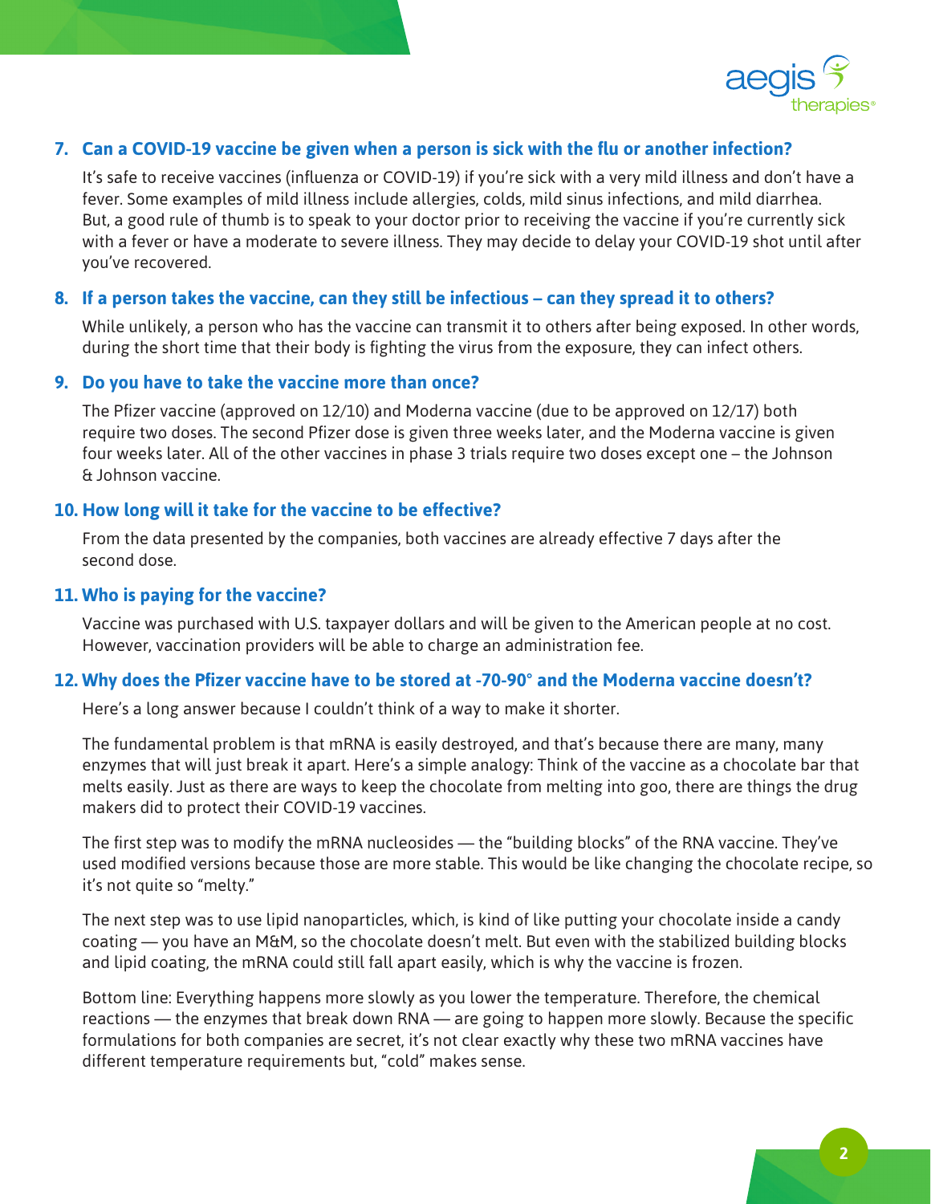### 7. Can a COVID-19 vaccine be given when a person is sick with the flu or another infection?

It's safe to receive vaccines (influenza or COVID-19) if you're sick with a very mild illness and don't have a fever. Some examples of mild illness include allergies, colds, mild sinus infections, and mild diarrhea. But, a good rule of thumb is to speak to your doctor prior to receiving the vaccine if you're currently sick with a fever or have a moderate to severe illness. They may decide to delay your COVID-19 shot until after you've recovered.

### 8. If a person takes the vaccine, can they still be infectious – can they spread it to others?

While unlikely, a person who has the vaccine can transmit it to others after being exposed. In other words, during the short time that their body is fighting the virus from the exposure, they can infect others.

### 9. Do you have to take the vaccine more than once?

The Pfizer vaccine (approved on 12/10) and Moderna vaccine (due to be approved on 12/17) both require two doses. The second Pfizer dose is given three weeks later, and the Moderna vaccine is given four weeks later. All of the other vaccines in phase 3 trials require two doses except one – the Johnson & Johnson vaccine.

### 10. How long will it take for the vaccine to be effective?

From the data presented by the companies, both vaccines are already effective 7 days after the second dose.

### 11. Who is paying for the vaccine?

Vaccine was purchased with U.S. taxpayer dollars and will be given to the American people at no cost. However, vaccination providers will be able to charge an administration fee.

### 12. Why does the Pfizer vaccine have to be stored at -70-90° and the Moderna vaccine doesn't?

Here's a long answer because I couldn't think of a way to make it shorter.

The fundamental problem is that mRNA is easily destroyed, and that's because there are many, many enzymes that will just break it apart. Here's a simple analogy: Think of the vaccine as a chocolate bar that melts easily. Just as there are ways to keep the chocolate from melting into goo, there are things the drug makers did to protect their COVID-19 vaccines.

The first step was to modify the mRNA nucleosides — the "building blocks" of the RNA vaccine. They've used modified versions because those are more stable. This would be like changing the chocolate recipe, so it's not quite so "melty."

The next step was to use lipid nanoparticles, which, is kind of like putting your chocolate inside a candy coating — you have an M&M, so the chocolate doesn't melt. But even with the stabilized building blocks and lipid coating, the mRNA could still fall apart easily, which is why the vaccine is frozen.

Bottom line: Everything happens more slowly as you lower the temperature. Therefore, the chemical reactions — the enzymes that break down RNA — are going to happen more slowly. Because the specific formulations for both companies are secret, it's not clear exactly why these two mRNA vaccines have different temperature requirements but, "cold" makes sense.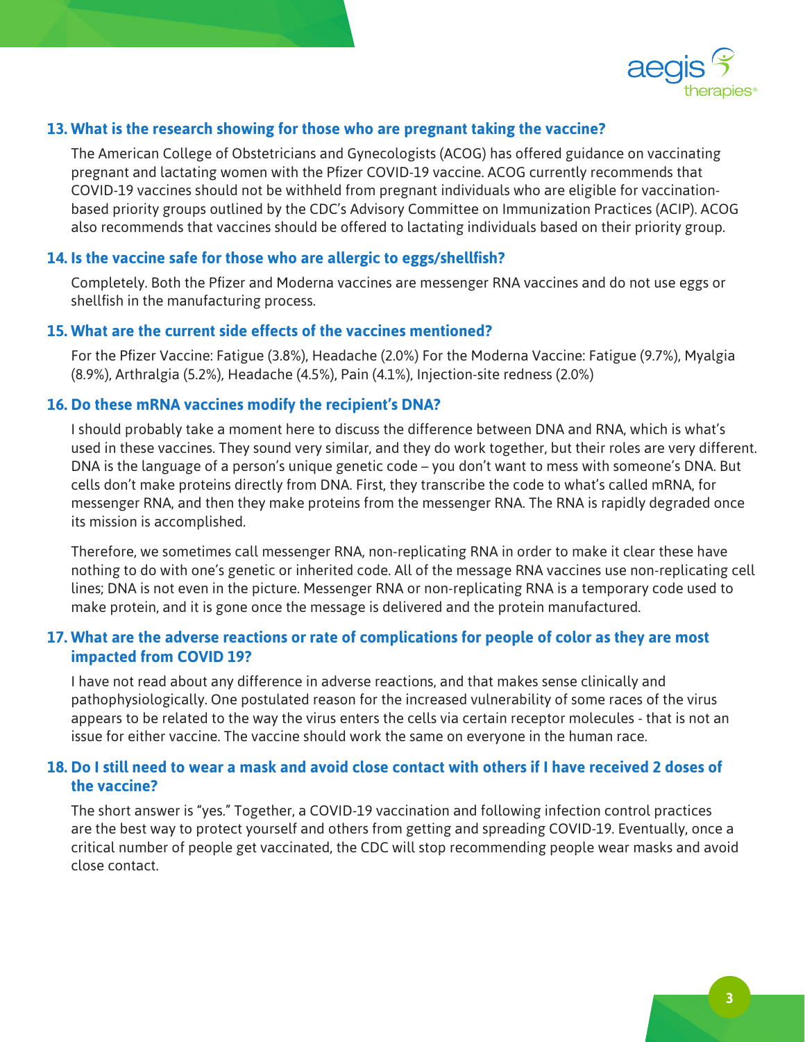### 13. What is the research showing for those who are pregnant taking the vaccine?

The American College of Obstetricians and Gynecologists (ACOG) has offered guidance on vaccinating pregnant and lactating women with the Pfizer COVID-19 vaccine. ACOG currently recommends that COVID-19 vaccines should not be withheld from pregnant individuals who are eligible for vaccination-based priority groups outlined by the CDC's Advisory Committee on Immunization Practices (ACIP). ACOG also recommends that vaccines should be offered to lactating individuals based on their priority group.

### 14. Is the vaccine safe for those who are allergic to eggs/shellfish?

Completely. Both the Pfizer and Moderna vaccines are messenger RNA vaccines and do not use eggs or shellfish in the manufacturing process.

### 15. What are the current side effects of the vaccines mentioned?

For the Pfizer Vaccine: Fatigue (3.8%), Headache (2.0%) For the Moderna Vaccine: Fatigue (9.7%), Myalgia (8.9%), Arthralgia (5.2%), Headache (4.5%), Pain (4.1%), Injection-site redness (2.0%)

### 16. Do these mRNA vaccines modify the recipient's DNA?

I should probably take a moment here to discuss the difference between DNA and RNA, which is what's used in these vaccines. They sound very similar, and they do work together, but their roles are very different. DNA is the language of a person's unique genetic code – you don't want to mess with someone's DNA. But cells don't make proteins directly from DNA. First, they transcribe the code to what's called mRNA, for messenger RNA, and then they make proteins from the messenger RNA. The RNA is rapidly degraded once its mission is accomplished.

Therefore, we sometimes call messenger RNA, non-replicating RNA in order to make it clear these have nothing to do with one's genetic or inherited code. All of the message RNA vaccines use non-replicating cell lines; DNA is not even in the picture. Messenger RNA or non-replicating RNA is a temporary code used to make protein, and it is gone once the message is delivered and the protein manufactured.

### 17. What are the adverse reactions or rate of complications for people of color as they are most impacted from COVID 19?

I have not read about any difference in adverse reactions, and that makes sense clinically and pathophysiologically. One postulated reason for the increased vulnerability of some races of the virus appears to be related to the way the virus enters the cells via certain receptor molecules - that is not an issue for either vaccine. The vaccine should work the same on everyone in the human race.

### 18. Do I still need to wear a mask and avoid close contact with others if I have received 2 doses of the vaccine?

The short answer is "yes." Together, a COVID-19 vaccination and following infection control practices are the best way to protect yourself and others from getting and spreading COVID-19. Eventually, once a critical number of people get vaccinated, the CDC will stop recommending people wear masks and avoid close contact.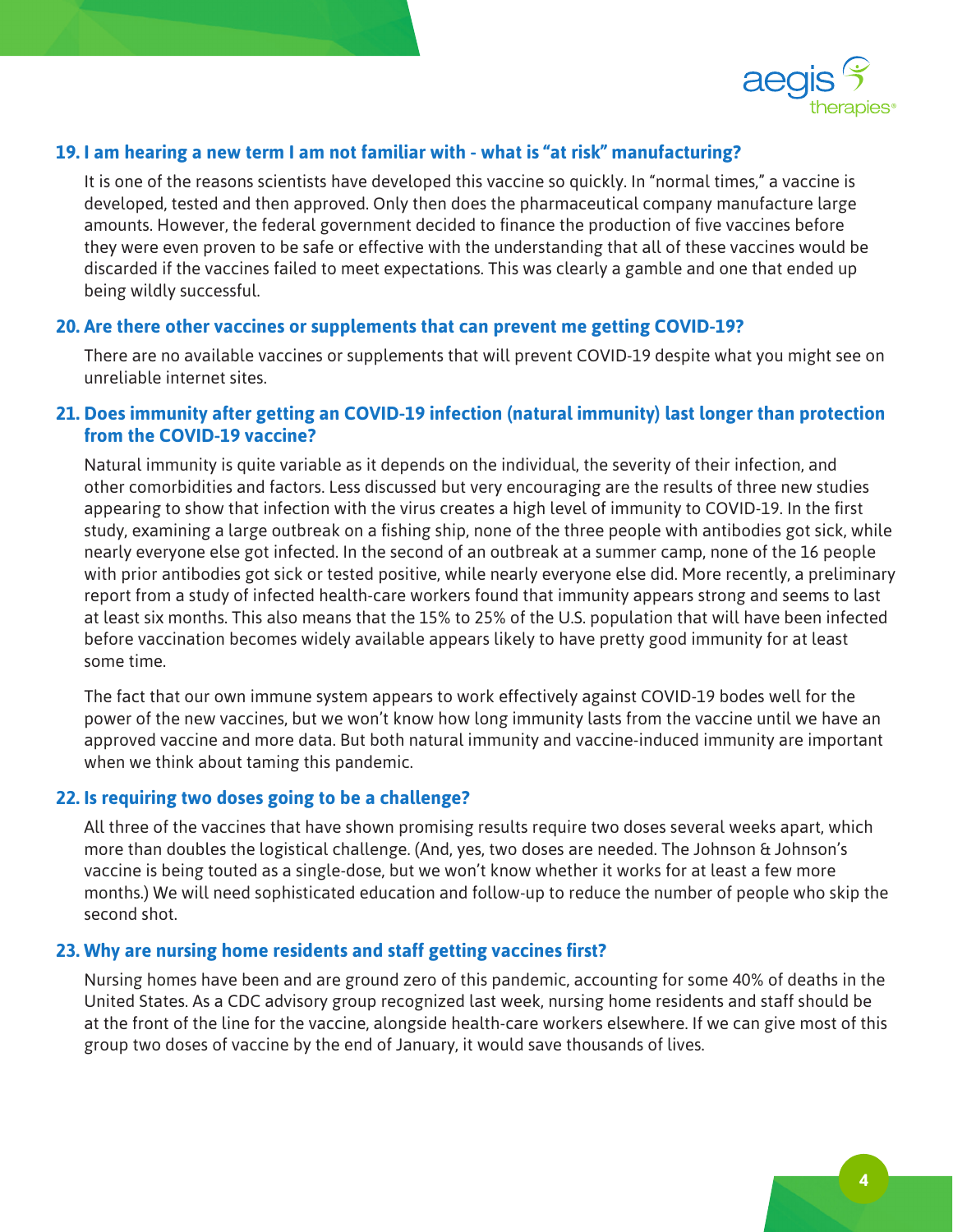### 19. I am hearing a new term I am not familiar with - what is "at risk" manufacturing?

It is one of the reasons scientists have developed this vaccine so quickly. In "normal times," a vaccine is developed, tested and then approved. Only then does the pharmaceutical company manufacture large amounts. However, the federal government decided to finance the production of five vaccines before they were even proven to be safe or effective with the understanding that all of these vaccines would be discarded if the vaccines failed to meet expectations. This was clearly a gamble and one that ended up being wildly successful.

### 20. Are there other vaccines or supplements that can prevent me getting COVID-19?

There are no available vaccines or supplements that will prevent COVID-19 despite what you might see on unreliable internet sites.

### 21. Does immunity after getting an COVID-19 infection (natural immunity) last longer than protection from the COVID-19 vaccine?

Natural immunity is quite variable as it depends on the individual, the severity of their infection, and other comorbidities and factors. Less discussed but very encouraging are the results of three new studies appearing to show that infection with the virus creates a high level of immunity to COVID-19. In the first study, examining a large outbreak on a fishing ship, none of the three people with antibodies got sick, while nearly everyone else got infected. In the second of an outbreak at a summer camp, none of the 16 people with prior antibodies got sick or tested positive, while nearly everyone else did. More recently, a preliminary report from a study of infected health-care workers found that immunity appears strong and seems to last at least six months. This also means that the 15% to 25% of the U.S. population that will have been infected before vaccination becomes widely available appears likely to have pretty good immunity for at least some time.

The fact that our own immune system appears to work effectively against COVID-19 bodes well for the power of the new vaccines, but we won't know how long immunity lasts from the vaccine until we have an approved vaccine and more data. But both natural immunity and vaccine-induced immunity are important when we think about taming this pandemic.

### 22. Is requiring two doses going to be a challenge?

All three of the vaccines that have shown promising results require two doses several weeks apart, which more than doubles the logistical challenge. (And, yes, two doses are needed. The Johnson & Johnson's vaccine is being touted as a single-dose, but we won't know whether it works for at least a few more months.) We will need sophisticated education and follow-up to reduce the number of people who skip the second shot.

### 23. Why are nursing home residents and staff getting vaccines first?

Nursing homes have been and are ground zero of this pandemic, accounting for some 40% of deaths in the United States. As a CDC advisory group recognized last week, nursing home residents and staff should be at the front of the line for the vaccine, alongside health-care workers elsewhere. If we can give most of this group two doses of vaccine by the end of January, it would save thousands of lives.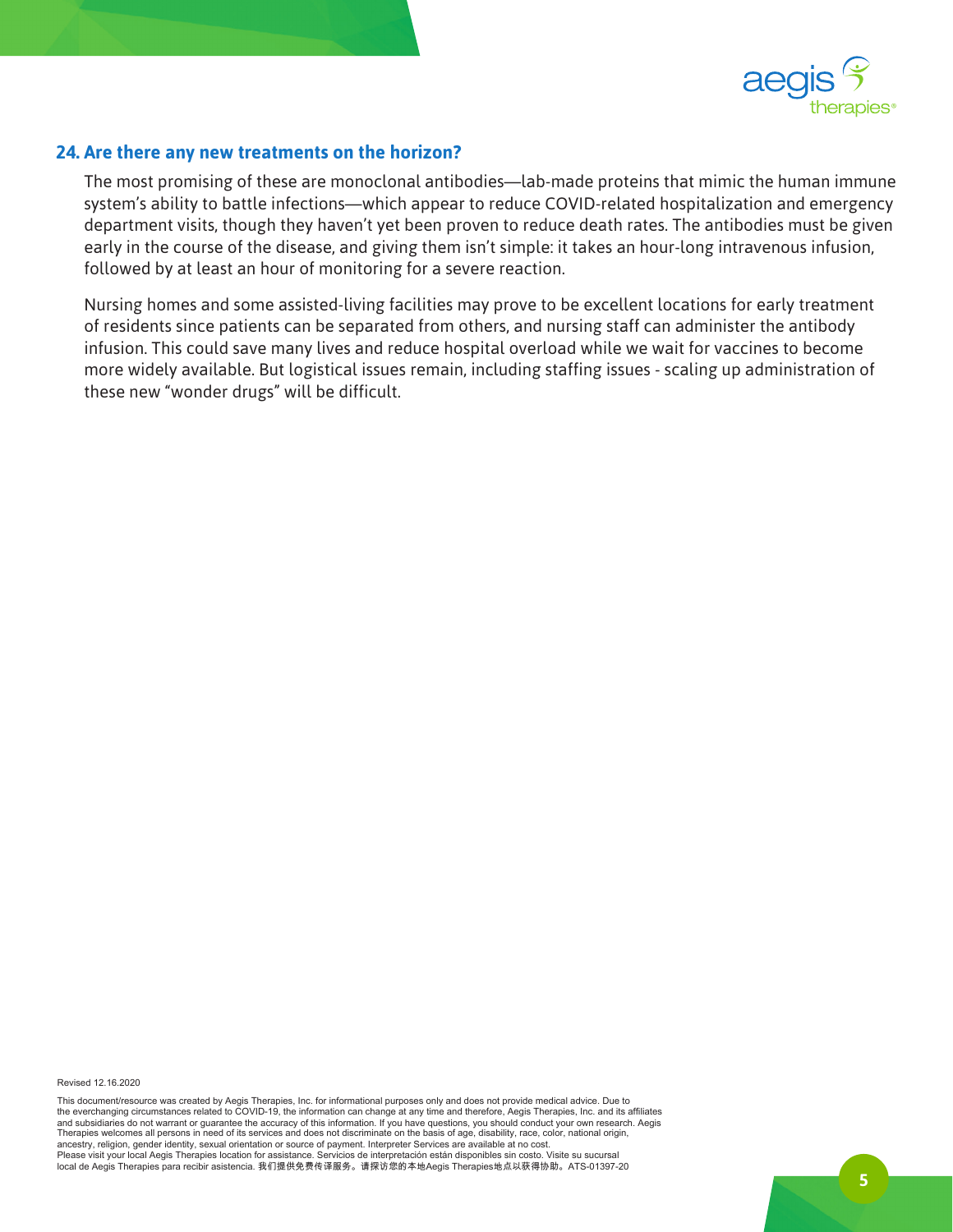## 24. Are there any new treatments on the horizon?

The most promising of these are monoclonal antibodies—lab-made proteins that mimic the human immune system's ability to battle infections—which appear to reduce COVID-related hospitalization and emergency department visits, though they haven't yet been proven to reduce death rates. The antibodies must be given early in the course of the disease, and giving them isn't simple: it takes an hour-long intravenous infusion, followed by at least an hour of monitoring for a severe reaction.

Nursing homes and some assisted-living facilities may prove to be excellent locations for early treatment of residents since patients can be separated from others, and nursing staff can administer the antibody infusion. This could save many lives and reduce hospital overload while we wait for vaccines to become more widely available. But logistical issues remain, including staffing issues - scaling up administration of these new "wonder drugs" will be difficult.

Revised 12.16.2020

This document/resource was created by Aegis Therapies, Inc. for informational purposes only and does not provide medical advice. Due to the everchanging circumstances related to COVID-19, the information can change at any time and therefore, Aegis Therapies, Inc. and its affiliates and subsidiaries do not warrant or guarantee the accuracy of this information. If you have questions, you should conduct your own research. Aegis Therapies welcomes all persons in need of its services and does not discriminate on the basis of age, disability, race, color, national origin, ancestry, religion, gender identity, sexual orientation or source of payment. Interpreter Services are available at no cost. Please visit your local Aegis Therapies location for assistance. Servicios de interpretación están disponibles sin costo. Visite su sucursal local de Aegis Therapies para recibir asistencia. 我们提供免费传译服务。请探访您的本地Aegis Therapies地点以获得协助。ATS-01397-20